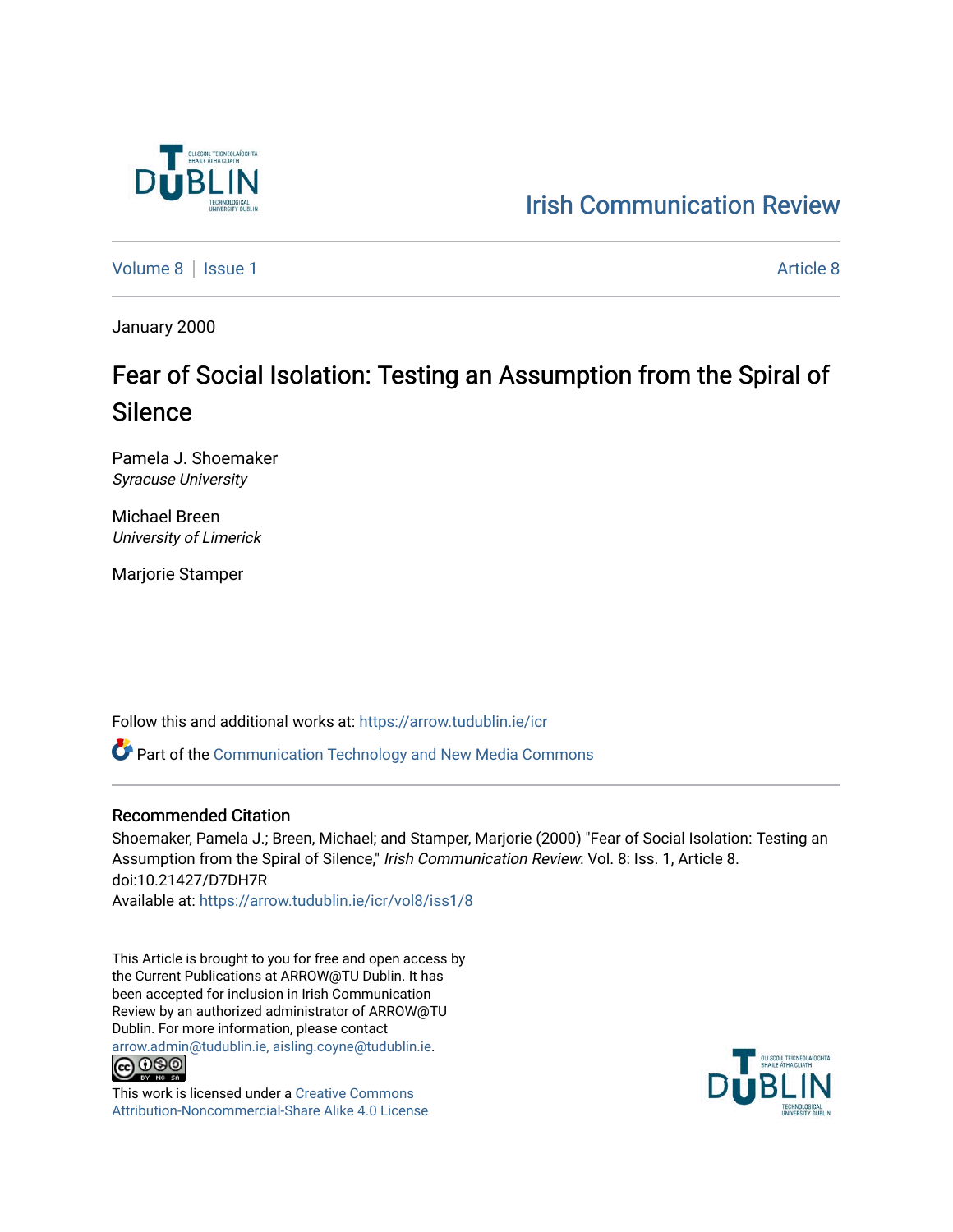Irish Communication Review

Volume 8 | Issue 1 Article 8

January 2000

# Fear of Social Isolation: Testing an Assumption from the Spiral of Silence

Pamela J. Shoemaker
*Syracuse University*

Michael Breen
*University of Limerick*

Marjorie Stamper

Follow this and additional works at: https://arrow.tudublin.ie/icr

Part of the Communication Technology and New Media Commons

## Recommended Citation

Shoemaker, Pamela J.; Breen, Michael; and Stamper, Marjorie (2000) "Fear of Social Isolation: Testing an Assumption from the Spiral of Silence," *Irish Communication Review*: Vol. 8: Iss. 1, Article 8.
doi:10.21427/D7DH7R
Available at: https://arrow.tudublin.ie/icr/vol8/iss1/8

This Article is brought to you for free and open access by the Current Publications at ARROW@TU Dublin. It has been accepted for inclusion in Irish Communication Review by an authorized administrator of ARROW@TU Dublin. For more information, please contact arrow.admin@tudublin.ie, aisling.coyne@tudublin.ie.

This work is licensed under a Creative Commons Attribution-Noncommercial-Share Alike 4.0 License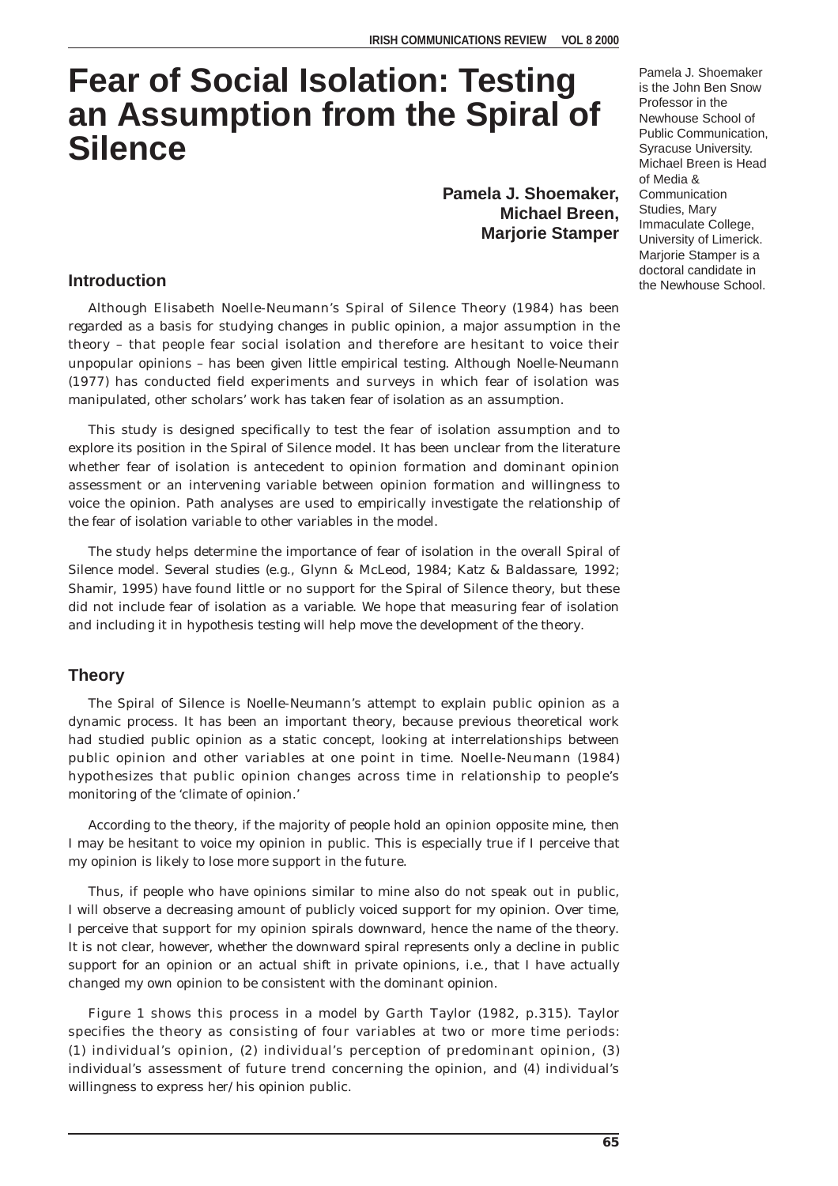# Fear of Social Isolation: Testing an Assumption from the Spiral of Silence

**Pamela J. Shoemaker, Michael Breen, Marjorie Stamper**

Pamela J. Shoemaker is the John Ben Snow Professor in the Newhouse School of Public Communication, Syracuse University. Michael Breen is Head of Media & Communication Studies, Mary Immaculate College, University of Limerick. Marjorie Stamper is a doctoral candidate in the Newhouse School.

## Introduction

Although Elisabeth Noelle-Neumann's Spiral of Silence Theory (1984) has been regarded as a basis for studying changes in public opinion, a major assumption in the theory – that people fear social isolation and therefore are hesitant to voice their unpopular opinions – has been given little empirical testing. Although Noelle-Neumann (1977) has conducted field experiments and surveys in which fear of isolation was manipulated, other scholars' work has taken fear of isolation as an assumption.

This study is designed specifically to test the fear of isolation assumption and to explore its position in the Spiral of Silence model. It has been unclear from the literature whether fear of isolation is antecedent to opinion formation and dominant opinion assessment or an intervening variable between opinion formation and willingness to voice the opinion. Path analyses are used to empirically investigate the relationship of the fear of isolation variable to other variables in the model.

The study helps determine the importance of fear of isolation in the overall Spiral of Silence model. Several studies (e.g., Glynn & McLeod, 1984; Katz & Baldassare, 1992; Shamir, 1995) have found little or no support for the Spiral of Silence theory, but these did not include fear of isolation as a variable. We hope that measuring fear of isolation and including it in hypothesis testing will help move the development of the theory.

## Theory

The Spiral of Silence is Noelle-Neumann's attempt to explain public opinion as a dynamic process. It has been an important theory, because previous theoretical work had studied public opinion as a static concept, looking at interrelationships between public opinion and other variables at one point in time. Noelle-Neumann (1984) hypothesizes that public opinion changes across time in relationship to people's monitoring of the 'climate of opinion.'

According to the theory, if the majority of people hold an opinion opposite mine, then I may be hesitant to voice my opinion in public. This is especially true if I perceive that my opinion is likely to lose more support in the future.

Thus, if people who have opinions similar to mine also do not speak out in public, I will observe a decreasing amount of publicly voiced support for my opinion. Over time, I perceive that support for my opinion spirals downward, hence the name of the theory. It is not clear, however, whether the downward spiral represents only a decline in public support for an opinion or an actual shift in private opinions, i.e., that I have actually changed my own opinion to be consistent with the dominant opinion.

Figure 1 shows this process in a model by Garth Taylor (1982, p.315). Taylor specifies the theory as consisting of four variables at two or more time periods: (1) individual's opinion, (2) individual's perception of predominant opinion, (3) individual's assessment of future trend concerning the opinion, and (4) individual's willingness to express her/his opinion public.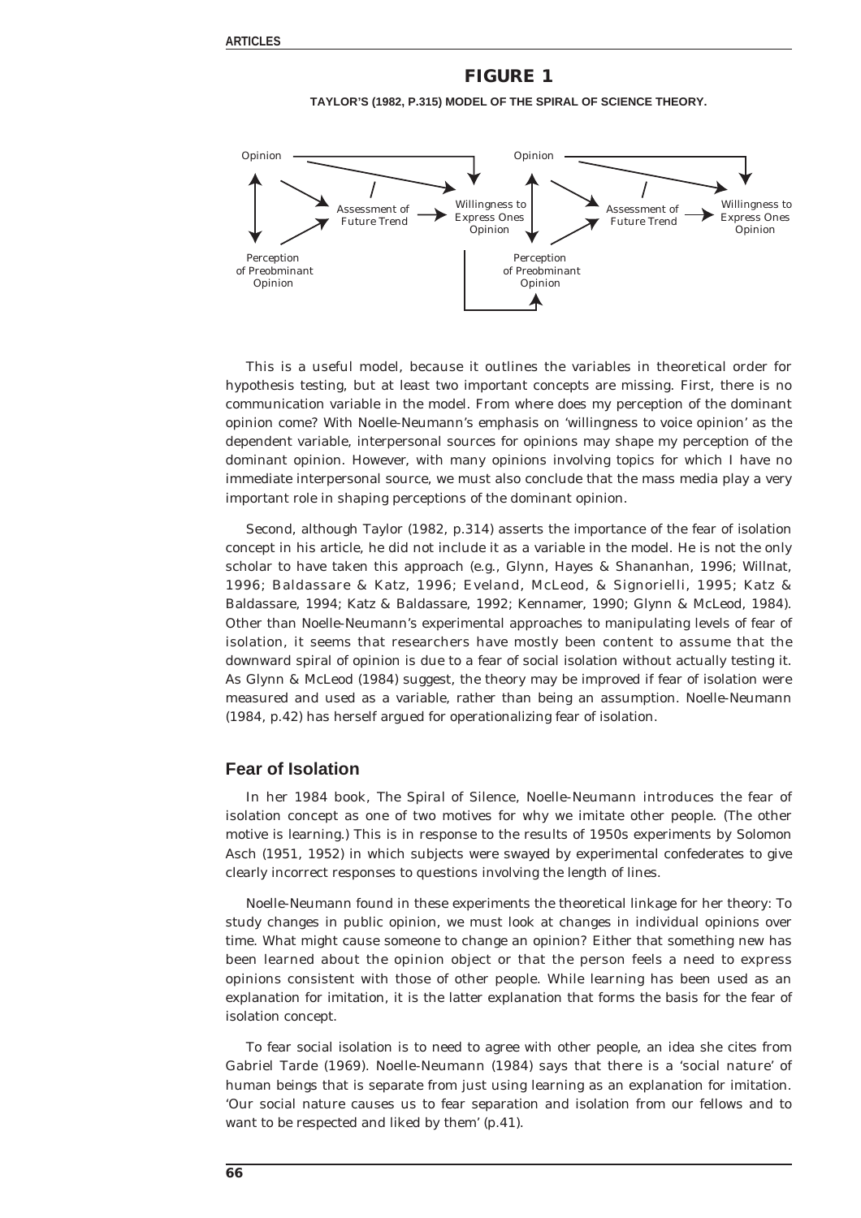## FIGURE 1

**TAYLOR'S (1982, P.315) MODEL OF THE SPIRAL OF SCIENCE THEORY.**

Opinion — Assessment of Future Trend — Willingness to Express Ones Opinion — Perception of Preobminant Opinion — Opinion — Assessment of Future Trend — Willingness to Express Ones Opinion — Perception of Preobminant Opinion

This is a useful model, because it outlines the variables in theoretical order for hypothesis testing, but at least two important concepts are missing. First, there is no communication variable in the model. From where does my perception of the dominant opinion come? With Noelle-Neumann's emphasis on 'willingness to voice opinion' as the dependent variable, interpersonal sources for opinions may shape my perception of the dominant opinion. However, with many opinions involving topics for which I have no immediate interpersonal source, we must also conclude that the mass media play a very important role in shaping perceptions of the dominant opinion.

Second, although Taylor (1982, p.314) asserts the importance of the fear of isolation concept in his article, he did not include it as a variable in the model. He is not the only scholar to have taken this approach (e.g., Glynn, Hayes & Shananhan, 1996; Willnat, 1996; Baldassare & Katz, 1996; Eveland, McLeod, & Signorielli, 1995; Katz & Baldassare, 1994; Katz & Baldassare, 1992; Kennamer, 1990; Glynn & McLeod, 1984). Other than Noelle-Neumann's experimental approaches to manipulating levels of fear of isolation, it seems that researchers have mostly been content to assume that the downward spiral of opinion is due to a fear of social isolation without actually testing it. As Glynn & McLeod (1984) suggest, the theory may be improved if fear of isolation were measured and used as a variable, rather than being an assumption. Noelle-Neumann (1984, p.42) has herself argued for operationalizing fear of isolation.

## Fear of Isolation

In her 1984 book, The Spiral of Silence, Noelle-Neumann introduces the fear of isolation concept as one of two motives for why we imitate other people. (The other motive is learning.) This is in response to the results of 1950s experiments by Solomon Asch (1951, 1952) in which subjects were swayed by experimental confederates to give clearly incorrect responses to questions involving the length of lines.

Noelle-Neumann found in these experiments the theoretical linkage for her theory: To study changes in public opinion, we must look at changes in individual opinions over time. What might cause someone to change an opinion? Either that something new has been learned about the opinion object or that the person feels a need to express opinions consistent with those of other people. While learning has been used as an explanation for imitation, it is the latter explanation that forms the basis for the fear of isolation concept.

To fear social isolation is to need to agree with other people, an idea she cites from Gabriel Tarde (1969). Noelle-Neumann (1984) says that there is a 'social nature' of human beings that is separate from just using learning as an explanation for imitation. 'Our social nature causes us to fear separation and isolation from our fellows and to want to be respected and liked by them' (p.41).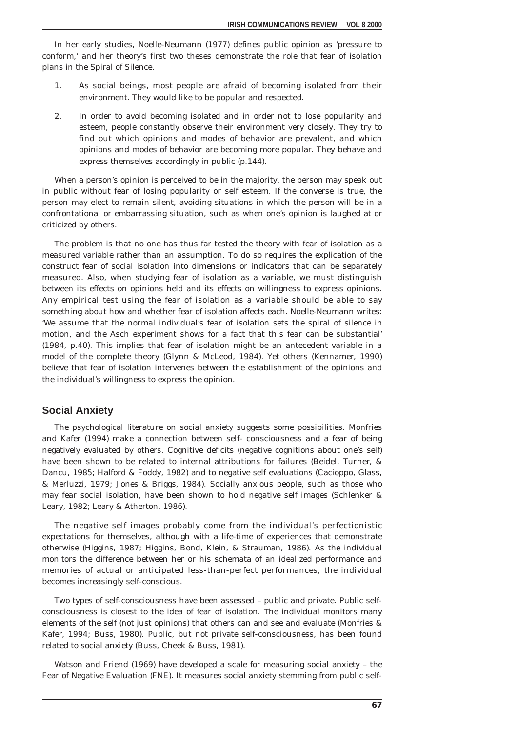In her early studies, Noelle-Neumann (1977) defines public opinion as 'pressure to conform,' and her theory's first two theses demonstrate the role that fear of isolation plans in the Spiral of Silence.

1. As social beings, most people are afraid of becoming isolated from their environment. They would like to be popular and respected.
2. In order to avoid becoming isolated and in order not to lose popularity and esteem, people constantly observe their environment very closely. They try to find out which opinions and modes of behavior are prevalent, and which opinions and modes of behavior are becoming more popular. They behave and express themselves accordingly in public (p.144).

When a person's opinion is perceived to be in the majority, the person may speak out in public without fear of losing popularity or self esteem. If the converse is true, the person may elect to remain silent, avoiding situations in which the person will be in a confrontational or embarrassing situation, such as when one's opinion is laughed at or criticized by others.

The problem is that no one has thus far tested the theory with fear of isolation as a measured variable rather than an assumption. To do so requires the explication of the construct fear of social isolation into dimensions or indicators that can be separately measured. Also, when studying fear of isolation as a variable, we must distinguish between its effects on opinions held and its effects on willingness to express opinions. Any empirical test using the fear of isolation as a variable should be able to say something about how and whether fear of isolation affects each. Noelle-Neumann writes: 'We assume that the normal individual's fear of isolation sets the spiral of silence in motion, and the Asch experiment shows for a fact that this fear can be substantial' (1984, p.40). This implies that fear of isolation might be an antecedent variable in a model of the complete theory (Glynn & McLeod, 1984). Yet others (Kennamer, 1990) believe that fear of isolation intervenes between the establishment of the opinions and the individual's willingness to express the opinion.

## Social Anxiety

The psychological literature on social anxiety suggests some possibilities. Monfries and Kafer (1994) make a connection between self- consciousness and a fear of being negatively evaluated by others. Cognitive deficits (negative cognitions about one's self) have been shown to be related to internal attributions for failures (Beidel, Turner, & Dancu, 1985; Halford & Foddy, 1982) and to negative self evaluations (Cacioppo, Glass, & Merluzzi, 1979; Jones & Briggs, 1984). Socially anxious people, such as those who may fear social isolation, have been shown to hold negative self images (Schlenker & Leary, 1982; Leary & Atherton, 1986).

The negative self images probably come from the individual's perfectionistic expectations for themselves, although with a life-time of experiences that demonstrate otherwise (Higgins, 1987; Higgins, Bond, Klein, & Strauman, 1986). As the individual monitors the difference between her or his schemata of an idealized performance and memories of actual or anticipated less-than-perfect performances, the individual becomes increasingly self-conscious.

Two types of self-consciousness have been assessed – public and private. Public self-consciousness is closest to the idea of fear of isolation. The individual monitors many elements of the self (not just opinions) that others can and see and evaluate (Monfries & Kafer, 1994; Buss, 1980). Public, but not private self-consciousness, has been found related to social anxiety (Buss, Cheek & Buss, 1981).

Watson and Friend (1969) have developed a scale for measuring social anxiety – the Fear of Negative Evaluation (FNE). It measures social anxiety stemming from public self-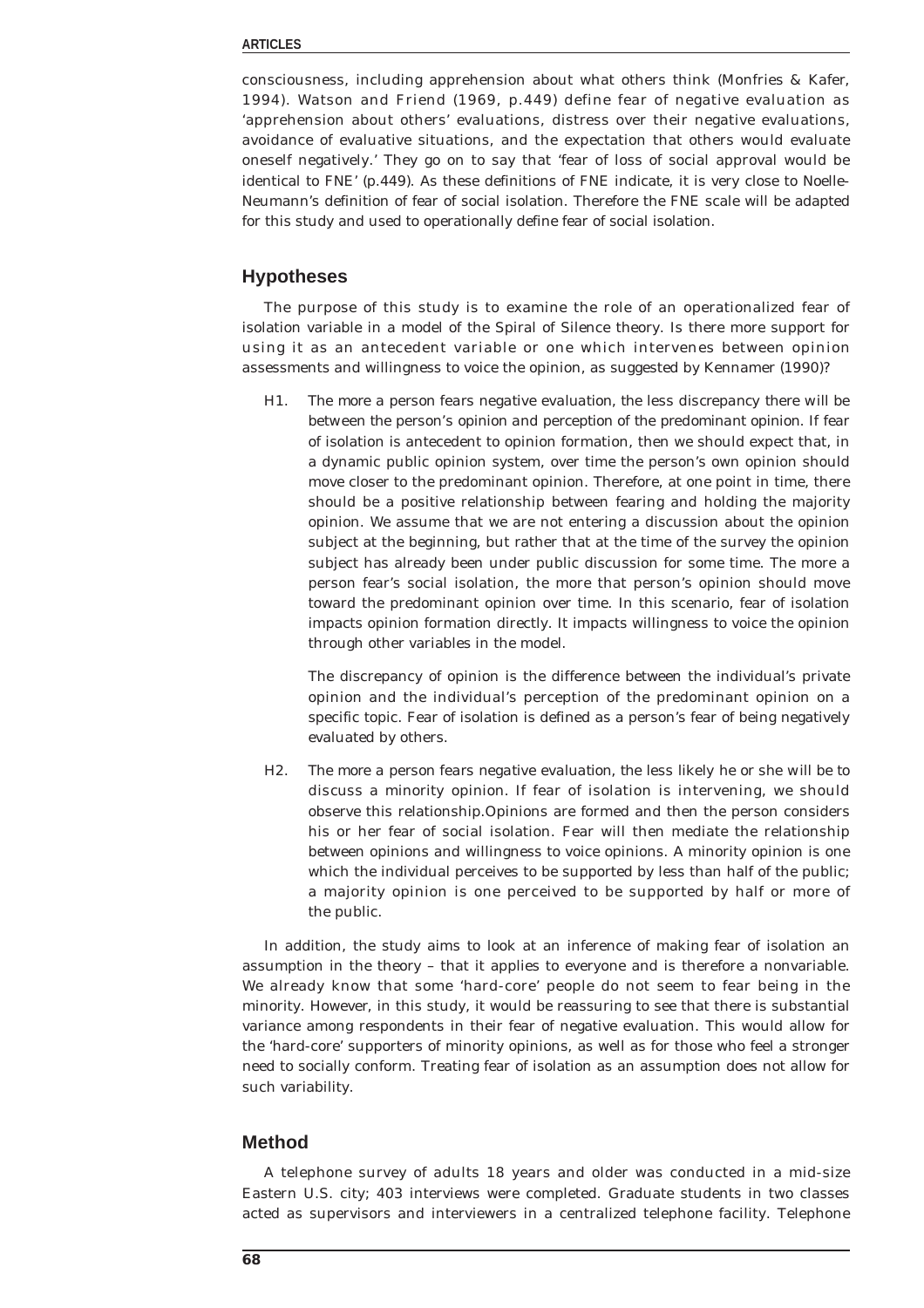consciousness, including apprehension about what others think (Monfries & Kafer, 1994). Watson and Friend (1969, p.449) define fear of negative evaluation as 'apprehension about others' evaluations, distress over their negative evaluations, avoidance of evaluative situations, and the expectation that others would evaluate oneself negatively.' They go on to say that 'fear of loss of social approval would be identical to FNE' (p.449). As these definitions of FNE indicate, it is very close to Noelle-Neumann's definition of fear of social isolation. Therefore the FNE scale will be adapted for this study and used to operationally define fear of social isolation.

## Hypotheses

The purpose of this study is to examine the role of an operationalized fear of isolation variable in a model of the Spiral of Silence theory. Is there more support for using it as an antecedent variable or one which intervenes between opinion assessments and willingness to voice the opinion, as suggested by Kennamer (1990)?

H1. The more a person fears negative evaluation, the less discrepancy there will be between the person's opinion and perception of the predominant opinion. If fear of isolation is antecedent to opinion formation, then we should expect that, in a dynamic public opinion system, over time the person's own opinion should move closer to the predominant opinion. Therefore, at one point in time, there should be a positive relationship between fearing and holding the majority opinion. We assume that we are not entering a discussion about the opinion subject at the beginning, but rather that at the time of the survey the opinion subject has already been under public discussion for some time. The more a person fear's social isolation, the more that person's opinion should move toward the predominant opinion over time. In this scenario, fear of isolation impacts opinion formation directly. It impacts willingness to voice the opinion through other variables in the model.

The discrepancy of opinion is the difference between the individual's private opinion and the individual's perception of the predominant opinion on a specific topic. Fear of isolation is defined as a person's fear of being negatively evaluated by others.

H2. The more a person fears negative evaluation, the less likely he or she will be to discuss a minority opinion. If fear of isolation is intervening, we should observe this relationship.Opinions are formed and then the person considers his or her fear of social isolation. Fear will then mediate the relationship between opinions and willingness to voice opinions. A minority opinion is one which the individual perceives to be supported by less than half of the public; a majority opinion is one perceived to be supported by half or more of the public.

In addition, the study aims to look at an inference of making fear of isolation an assumption in the theory – that it applies to everyone and is therefore a nonvariable. We already know that some 'hard-core' people do not seem to fear being in the minority. However, in this study, it would be reassuring to see that there is substantial variance among respondents in their fear of negative evaluation. This would allow for the 'hard-core' supporters of minority opinions, as well as for those who feel a stronger need to socially conform. Treating fear of isolation as an assumption does not allow for such variability.

## Method

A telephone survey of adults 18 years and older was conducted in a mid-size Eastern U.S. city; 403 interviews were completed. Graduate students in two classes acted as supervisors and interviewers in a centralized telephone facility. Telephone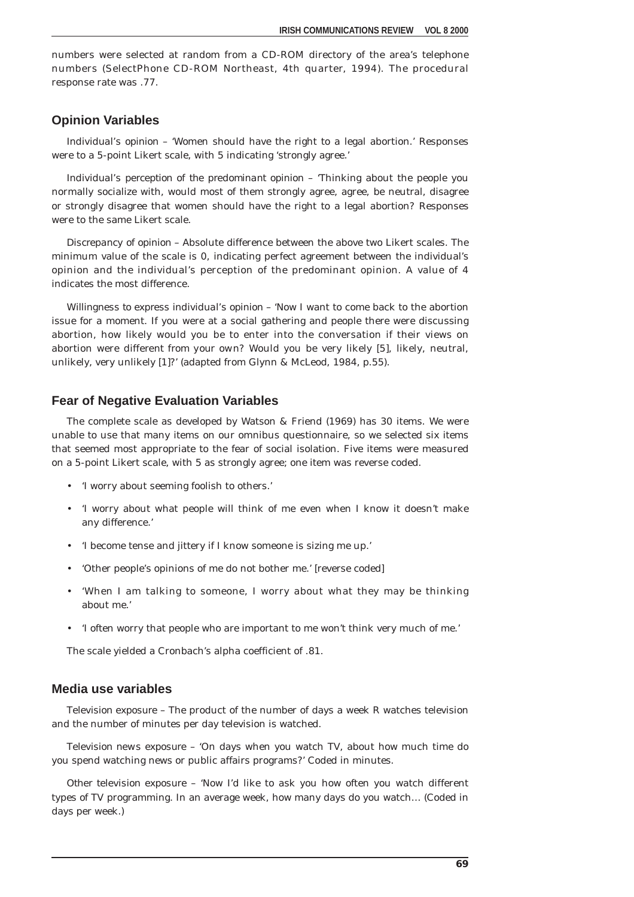numbers were selected at random from a CD-ROM directory of the area's telephone numbers (SelectPhone CD-ROM Northeast, 4th quarter, 1994). The procedural response rate was .77.

## Opinion Variables

Individual's opinion – 'Women should have the right to a legal abortion.' Responses were to a 5-point Likert scale, with 5 indicating 'strongly agree.'

Individual's perception of the predominant opinion – 'Thinking about the people you normally socialize with, would most of them strongly agree, agree, be neutral, disagree or strongly disagree that women should have the right to a legal abortion? Responses were to the same Likert scale.

Discrepancy of opinion – Absolute difference between the above two Likert scales. The minimum value of the scale is 0, indicating perfect agreement between the individual's opinion and the individual's perception of the predominant opinion. A value of 4 indicates the most difference.

Willingness to express individual's opinion – 'Now I want to come back to the abortion issue for a moment. If you were at a social gathering and people there were discussing abortion, how likely would you be to enter into the conversation if their views on abortion were different from your own? Would you be very likely [5], likely, neutral, unlikely, very unlikely [1]?' (adapted from Glynn & McLeod, 1984, p.55).

## Fear of Negative Evaluation Variables

The complete scale as developed by Watson & Friend (1969) has 30 items. We were unable to use that many items on our omnibus questionnaire, so we selected six items that seemed most appropriate to the fear of social isolation. Five items were measured on a 5-point Likert scale, with 5 as strongly agree; one item was reverse coded.

- 'I worry about seeming foolish to others.'
- 'I worry about what people will think of me even when I know it doesn't make any difference.'
- 'I become tense and jittery if I know someone is sizing me up.'
- 'Other people's opinions of me do not bother me.' [reverse coded]
- 'When I am talking to someone, I worry about what they may be thinking about me.'
- 'I often worry that people who are important to me won't think very much of me.'

The scale yielded a Cronbach's alpha coefficient of .81.

## Media use variables

Television exposure – The product of the number of days a week R watches television and the number of minutes per day television is watched.

Television news exposure – 'On days when you watch TV, about how much time do you spend watching news or public affairs programs?' Coded in minutes.

Other television exposure – 'Now I'd like to ask you how often you watch different types of TV programming. In an average week, how many days do you watch… (Coded in days per week.)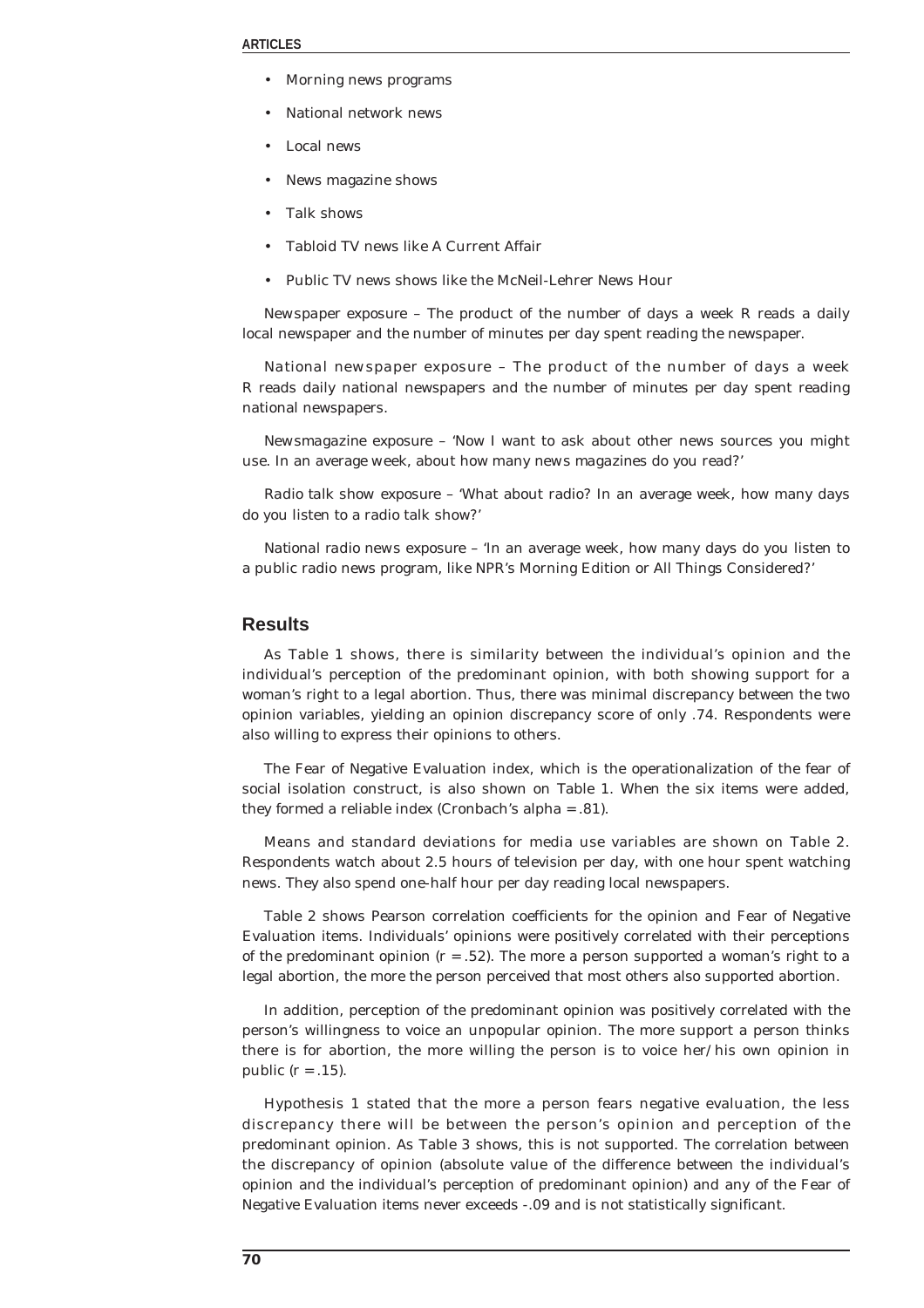- Morning news programs
- National network news
- Local news
- News magazine shows
- Talk shows
- Tabloid TV news like A Current Affair
- Public TV news shows like the McNeil-Lehrer News Hour

*Newspaper exposure* – The product of the number of days a week R reads a daily local newspaper and the number of minutes per day spent reading the newspaper.

*National newspaper exposure* – The product of the number of days a week R reads daily national newspapers and the number of minutes per day spent reading national newspapers.

*Newsmagazine exposure* – 'Now I want to ask about other news sources you might use. In an average week, about how many news magazines do you read?'

*Radio talk show exposure* – 'What about radio? In an average week, how many days do you listen to a radio talk show?'

*National radio news exposure* – 'In an average week, how many days do you listen to a public radio news program, like NPR's Morning Edition or All Things Considered?'

## Results

As Table 1 shows, there is similarity between the individual's opinion and the individual's perception of the predominant opinion, with both showing support for a woman's right to a legal abortion. Thus, there was minimal discrepancy between the two opinion variables, yielding an opinion discrepancy score of only .74. Respondents were also willing to express their opinions to others.

The Fear of Negative Evaluation index, which is the operationalization of the fear of social isolation construct, is also shown on Table 1. When the six items were added, they formed a reliable index (Cronbach's alpha = .81).

Means and standard deviations for media use variables are shown on Table 2. Respondents watch about 2.5 hours of television per day, with one hour spent watching news. They also spend one-half hour per day reading local newspapers.

Table 2 shows Pearson correlation coefficients for the opinion and Fear of Negative Evaluation items. Individuals' opinions were positively correlated with their perceptions of the predominant opinion ($r = .52$). The more a person supported a woman's right to a legal abortion, the more the person perceived that most others also supported abortion.

In addition, perception of the predominant opinion was positively correlated with the person's willingness to voice an unpopular opinion. The more support a person thinks there is for abortion, the more willing the person is to voice her/his own opinion in public ($r = .15$).

Hypothesis 1 stated that the more a person fears negative evaluation, the less discrepancy there will be between the person's opinion and perception of the predominant opinion. As Table 3 shows, this is not supported. The correlation between the discrepancy of opinion (absolute value of the difference between the individual's opinion and the individual's perception of predominant opinion) and any of the Fear of Negative Evaluation items never exceeds -.09 and is not statistically significant.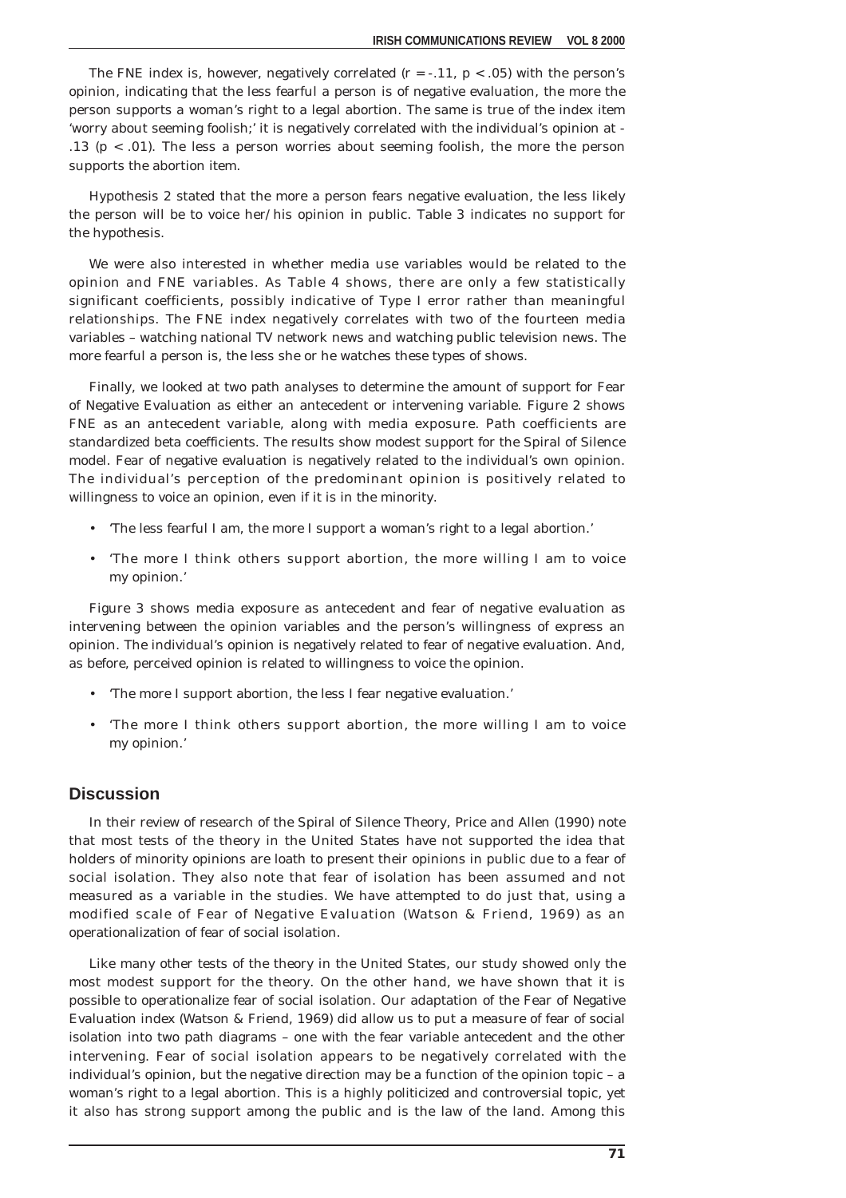The FNE index is, however, negatively correlated ($r = -.11$, $p < .05$) with the person's opinion, indicating that the less fearful a person is of negative evaluation, the more the person supports a woman's right to a legal abortion. The same is true of the index item 'worry about seeming foolish;' it is negatively correlated with the individual's opinion at -.13 ($p < .01$). The less a person worries about seeming foolish, the more the person supports the abortion item.

Hypothesis 2 stated that the more a person fears negative evaluation, the less likely the person will be to voice her/his opinion in public. Table 3 indicates no support for the hypothesis.

We were also interested in whether media use variables would be related to the opinion and FNE variables. As Table 4 shows, there are only a few statistically significant coefficients, possibly indicative of Type I error rather than meaningful relationships. The FNE index negatively correlates with two of the fourteen media variables – watching national TV network news and watching public television news. The more fearful a person is, the less she or he watches these types of shows.

Finally, we looked at two path analyses to determine the amount of support for Fear of Negative Evaluation as either an antecedent or intervening variable. Figure 2 shows FNE as an antecedent variable, along with media exposure. Path coefficients are standardized beta coefficients. The results show modest support for the Spiral of Silence model. Fear of negative evaluation is negatively related to the individual's own opinion. The individual's perception of the predominant opinion is positively related to willingness to voice an opinion, even if it is in the minority.

- 'The less fearful I am, the more I support a woman's right to a legal abortion.'
- 'The more I think others support abortion, the more willing I am to voice my opinion.'

Figure 3 shows media exposure as antecedent and fear of negative evaluation as intervening between the opinion variables and the person's willingness of express an opinion. The individual's opinion is negatively related to fear of negative evaluation. And, as before, perceived opinion is related to willingness to voice the opinion.

- 'The more I support abortion, the less I fear negative evaluation.'
- 'The more I think others support abortion, the more willing I am to voice my opinion.'

## Discussion

In their review of research of the Spiral of Silence Theory, Price and Allen (1990) note that most tests of the theory in the United States have not supported the idea that holders of minority opinions are loath to present their opinions in public due to a fear of social isolation. They also note that fear of isolation has been assumed and not measured as a variable in the studies. We have attempted to do just that, using a modified scale of Fear of Negative Evaluation (Watson & Friend, 1969) as an operationalization of fear of social isolation.

Like many other tests of the theory in the United States, our study showed only the most modest support for the theory. On the other hand, we have shown that it is possible to operationalize fear of social isolation. Our adaptation of the Fear of Negative Evaluation index (Watson & Friend, 1969) did allow us to put a measure of fear of social isolation into two path diagrams – one with the fear variable antecedent and the other intervening. Fear of social isolation appears to be negatively correlated with the individual's opinion, but the negative direction may be a function of the opinion topic – a woman's right to a legal abortion. This is a highly politicized and controversial topic, yet it also has strong support among the public and is the law of the land. Among this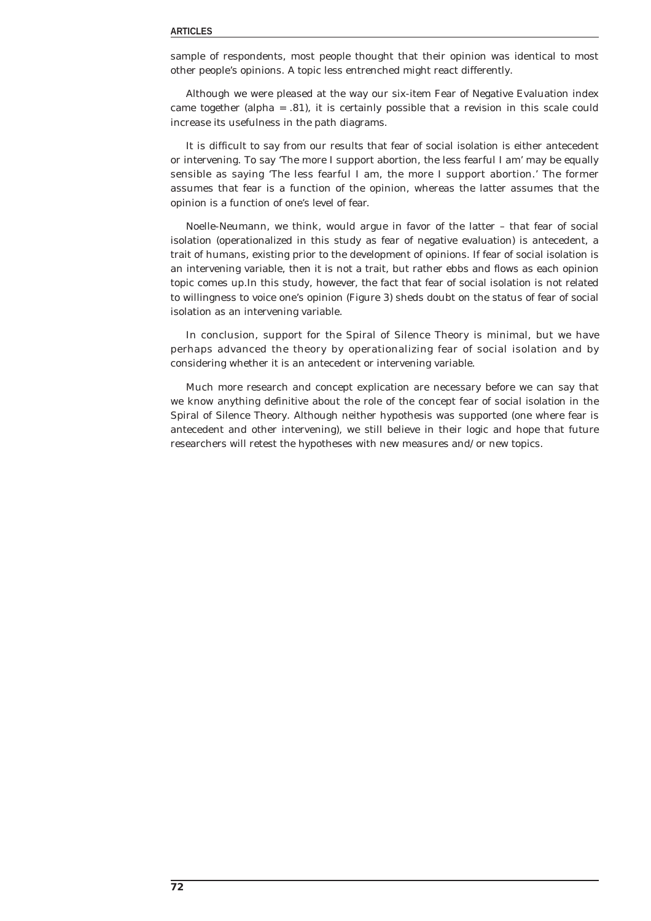sample of respondents, most people thought that their opinion was identical to most other people's opinions. A topic less entrenched might react differently.

Although we were pleased at the way our six-item Fear of Negative Evaluation index came together (alpha = .81), it is certainly possible that a revision in this scale could increase its usefulness in the path diagrams.

It is difficult to say from our results that fear of social isolation is either antecedent or intervening. To say 'The more I support abortion, the less fearful I am' may be equally sensible as saying 'The less fearful I am, the more I support abortion.' The former assumes that fear is a function of the opinion, whereas the latter assumes that the opinion is a function of one's level of fear.

Noelle-Neumann, we think, would argue in favor of the latter – that fear of social isolation (operationalized in this study as fear of negative evaluation) is antecedent, a trait of humans, existing prior to the development of opinions. If fear of social isolation is an intervening variable, then it is not a trait, but rather ebbs and flows as each opinion topic comes up.In this study, however, the fact that fear of social isolation is not related to willingness to voice one's opinion (Figure 3) sheds doubt on the status of fear of social isolation as an intervening variable.

In conclusion, support for the Spiral of Silence Theory is minimal, but we have perhaps advanced the theory by operationalizing fear of social isolation and by considering whether it is an antecedent or intervening variable.

Much more research and concept explication are necessary before we can say that we know anything definitive about the role of the concept fear of social isolation in the Spiral of Silence Theory. Although neither hypothesis was supported (one where fear is antecedent and other intervening), we still believe in their logic and hope that future researchers will retest the hypotheses with new measures and/or new topics.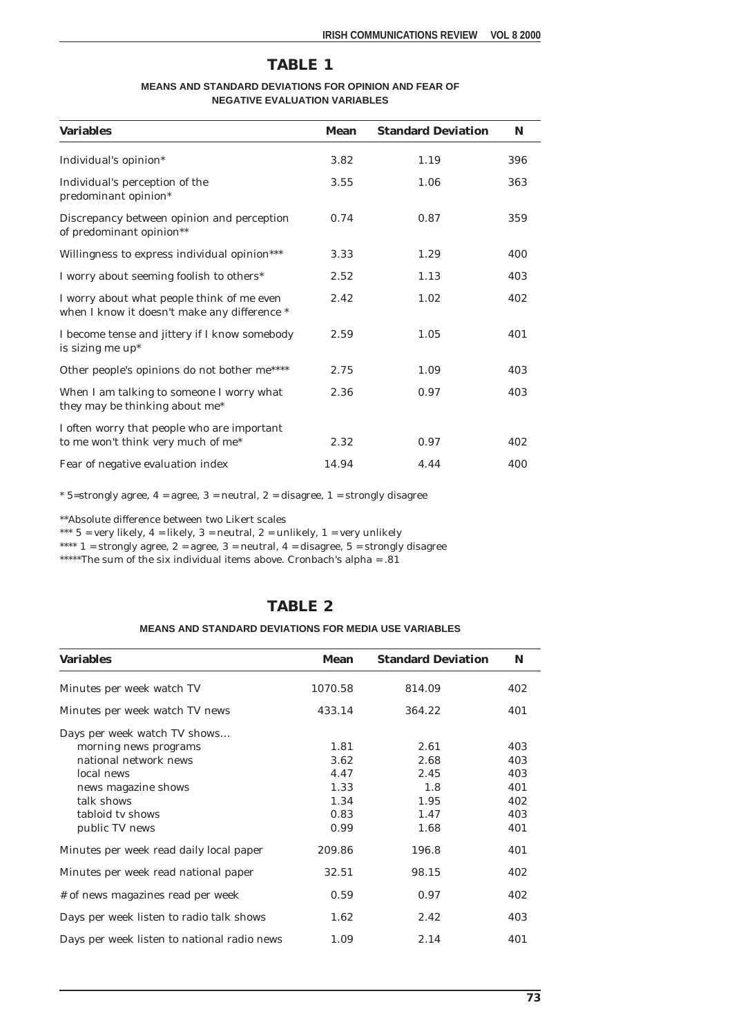## TABLE 1

**MEANS AND STANDARD DEVIATIONS FOR OPINION AND FEAR OF NEGATIVE EVALUATION VARIABLES**

| Variables | Mean | Standard Deviation | N |
|---|---|---|---|
| Individual's opinion* | 3.82 | 1.19 | 396 |
| Individual's perception of the predominant opinion* | 3.55 | 1.06 | 363 |
| Discrepancy between opinion and perception of predominant opinion** | 0.74 | 0.87 | 359 |
| Willingness to express individual opinion*** | 3.33 | 1.29 | 400 |
| I worry about seeming foolish to others* | 2.52 | 1.13 | 403 |
| I worry about what people think of me even when I know it doesn't make any difference * | 2.42 | 1.02 | 402 |
| I become tense and jittery if I know somebody is sizing me up* | 2.59 | 1.05 | 401 |
| Other people's opinions do not bother me**** | 2.75 | 1.09 | 403 |
| When I am talking to someone I worry what they may be thinking about me* | 2.36 | 0.97 | 403 |
| I often worry that people who are important to me won't think very much of me* | 2.32 | 0.97 | 402 |
| Fear of negative evaluation index | 14.94 | 4.44 | 400 |

* 5=strongly agree, 4 = agree, 3 = neutral, 2 = disagree, 1 = strongly disagree

**Absolute difference between two Likert scales

*** 5 = very likely, 4 = likely, 3 = neutral, 2 = unlikely, 1 = very unlikely

**** 1 = strongly agree, 2 = agree, 3 = neutral, 4 = disagree, 5 = strongly disagree

*****The sum of the six individual items above. Cronbach's alpha = .81

## TABLE 2

**MEANS AND STANDARD DEVIATIONS FOR MEDIA USE VARIABLES**

| Variables | Mean | Standard Deviation | N |
|---|---|---|---|
| Minutes per week watch TV | 1070.58 | 814.09 | 402 |
| Minutes per week watch TV news | 433.14 | 364.22 | 401 |
| Days per week watch TV shows… | | | |
| morning news programs | 1.81 | 2.61 | 403 |
| national network news | 3.62 | 2.68 | 403 |
| local news | 4.47 | 2.45 | 403 |
| news magazine shows | 1.33 | 1.8 | 401 |
| talk shows | 1.34 | 1.95 | 402 |
| tabloid tv shows | 0.83 | 1.47 | 403 |
| public TV news | 0.99 | 1.68 | 401 |
| Minutes per week read daily local paper | 209.86 | 196.8 | 401 |
| Minutes per week read national paper | 32.51 | 98.15 | 402 |
| # of news magazines read per week | 0.59 | 0.97 | 402 |
| Days per week listen to radio talk shows | 1.62 | 2.42 | 403 |
| Days per week listen to national radio news | 1.09 | 2.14 | 401 |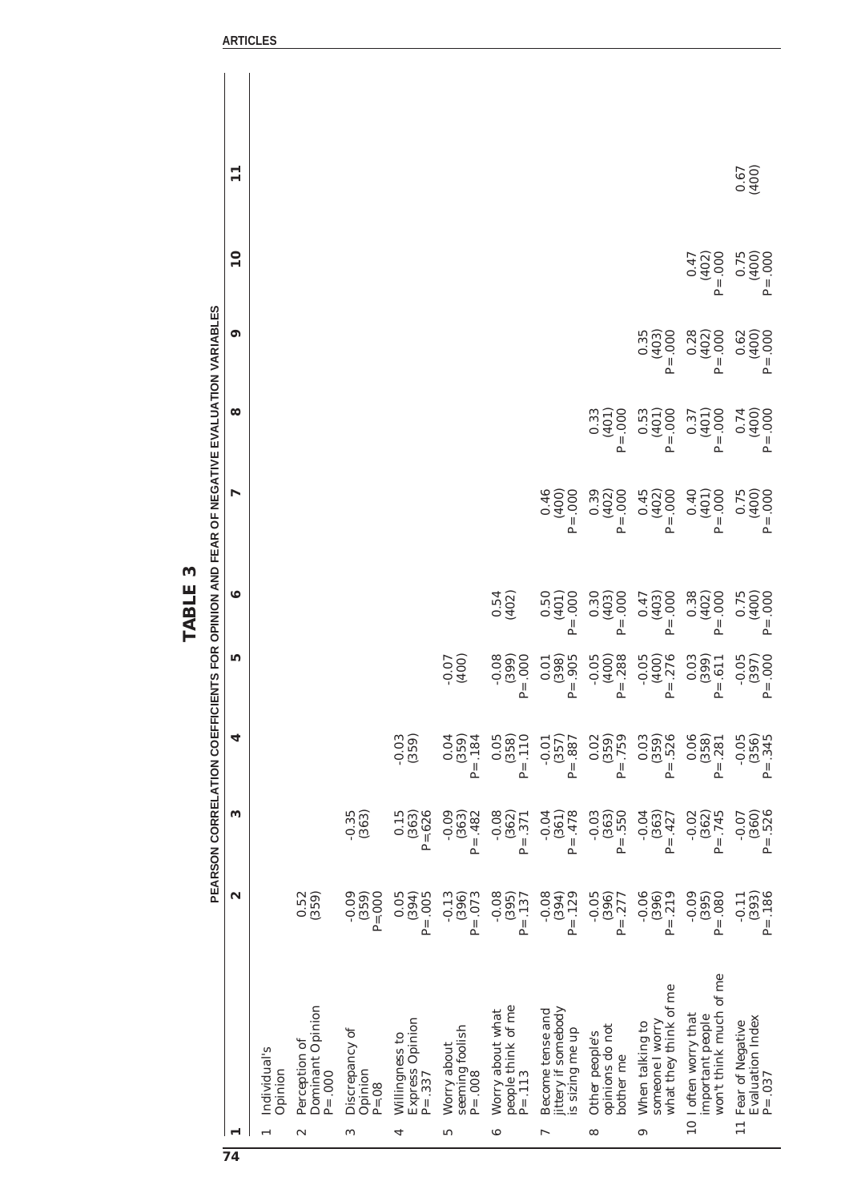## TABLE 3

**PEARSON CORRELATION COEFFICIENTS FOR OPINION AND FEAR OF NEGATIVE EVALUATION VARIABLES**

| 1 | 2 | 3 | 4 | 5 | 6 | 7 | 8 | 9 | 10 | 11 |
|---|---|---|---|---|---|---|---|---|---|---|
| 1 Individual's Opinion | | | | | | | | | | |
| 2 Perception of Dominant Opinion P=.000 | 0.52 (359) | | | | | | | | | |
| 3 Discrepancy of Opinion P=.08 | -0.09 (359) P=.000 | -0.35 (363) | | | | | | | | |
| 4 Willingness to Express Opinion P=.337 | 0.05 (394) P=.005 | 0.15 (363) P=.626 | -0.03 (359) | | | | | | | |
| 5 Worry about seeming foolish P=.008 | -0.13 (396) P=.073 | -0.09 (363) P=.482 | 0.04 (359) P=.184 | -0.07 (400) | | | | | | |
| 6 Worry about what people think of me P=.113 | -0.08 (395) P=.137 | -0.08 (362) P=.371 | 0.05 (358) P=.110 | -0.08 (399) P=.000 | 0.54 (402) | | | | | |
| 7 Become tense and jittery if somebody is sizing me up | -0.08 (394) P=.129 | -0.04 (361) P=.478 | -0.01 (357) P=.887 | 0.01 (398) P=.905 | 0.50 (401) P=.000 | 0.46 (400) P=.000 | | | | |
| 8 Other people's opinions do not bother me | -0.05 (396) P=.277 | -0.03 (363) P=.550 | 0.02 (359) P=.759 | -0.05 (400) P=.288 | 0.30 (403) P=.000 | 0.39 (402) P=.000 | 0.33 (401) P=.000 | | | |
| 9 When talking to someone I worry what they think of me | -0.06 (396) P=.219 | -0.04 (363) P=.427 | 0.03 (359) P=.526 | -0.05 (400) P=.276 | 0.47 (403) P=.000 | 0.45 (402) P=.000 | 0.53 (401) P=.000 | 0.35 (403) P=.000 | | |
| 10 I often worry that important people won't think much of me | -0.09 (395) P=.080 | -0.02 (362) P=.745 | 0.06 (358) P=.281 | 0.03 (399) P=.611 | 0.38 (402) P=.000 | 0.40 (401) P=.000 | 0.37 (401) P=.000 | 0.28 (402) P=.000 | 0.47 (402) P=.000 | |
| 11 Fear of Negative Evaluation Index P=.037 | -0.11 (393) P=.186 | -0.07 (360) P=.526 | -0.05 (356) P=.345 | -0.05 (397) P=.000 | 0.75 (400) P=.000 | 0.75 (400) P=.000 | 0.74 (400) P=.000 | 0.62 (400) P=.000 | 0.75 (400) P=.000 | 0.67 (400) |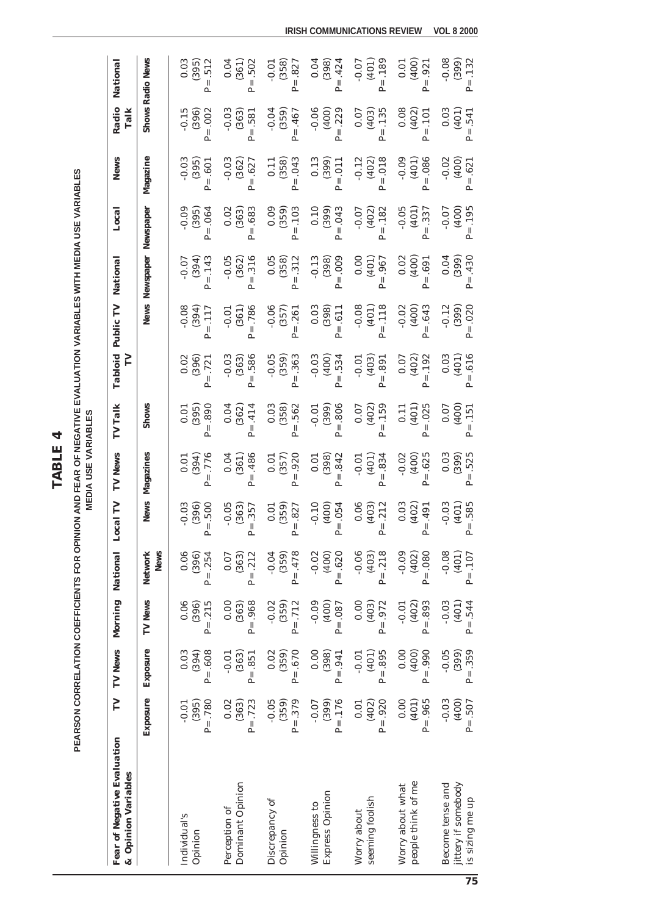# TABLE 4

## PEARSON CORRELATION COEFFICIENTS FOR OPINION AND FEAR OF NEGATIVE EVALUATION VARIABLES WITH MEDIA USE VARIABLES

| Fear of Negative Evaluation & Opinion Variables | TV Exposure | TV News Exposure | Morning TV News | National Network News | Local TV News | TV News Magazines | TV Talk Shows | Tabloid TV | Public TV News | National Newspaper | Local Newspaper | News Magazine | Radio Talk Shows | National Radio News |
|---|---|---|---|---|---|---|---|---|---|---|---|---|---|---|
| Individual's Opinion | -0.01 (395) P=.780 | 0.03 (394) P=.608 | 0.06 (396) P=.215 | 0.06 (396) P=.254 | -0.03 (396) P=.500 | 0.01 (394) P=.776 | 0.01 (395) P=.890 | 0.02 (396) P=.721 | -0.08 (394) P=.117 | -0.07 (394) P=.143 | -0.09 (395) P=.064 | -0.03 (395) P=.601 | -0.15 (396) P=.002 | 0.03 (395) P=.512 |
| Perception of Dominant Opinion | 0.02 (363) P=.723 | -0.01 (363) P=.851 | 0.00 (363) P=.968 | 0.07 (363) P=.212 | -0.05 (363) P=.357 | 0.04 (361) P=.486 | 0.04 (362) P=.414 | -0.03 (363) P=.586 | -0.01 (361) P=.786 | -0.05 (362) P=.316 | 0.02 (363) P=.683 | -0.03 (362) P=.627 | -0.03 (363) P=.581 | 0.04 (361) P=.502 |
| Discrepancy of Opinion | -0.05 (359) P=.379 | 0.02 (359) P=.670 | -0.02 (359) P=.712 | -0.04 (359) P=.478 | 0.01 (359) P=.827 | 0.01 (357) P=.920 | 0.03 (358) P=.562 | -0.05 (359) P=.363 | -0.06 (357) P=.261 | 0.05 (358) P=.312 | 0.09 (359) P=.103 | 0.11 (358) P=.043 | -0.04 (359) P=.467 | -0.01 (358) P=.827 |
| Willingness to Express Opinion | -0.07 (399) P=.176 | 0.00 (398) P=.941 | -0.09 (400) P=.087 | -0.02 (400) P=.620 | -0.10 (400) P=.054 | 0.01 (398) P=.842 | -0.01 (399) P=.806 | -0.03 (400) P=.534 | 0.03 (398) P=.611 | -0.13 (398) P=.009 | 0.10 (399) P=.043 | 0.13 (399) P=.011 | -0.06 (400) P=.229 | 0.04 (398) P=.424 |
| Worry about seeming foolish | 0.01 (402) P=.920 | -0.01 (401) P=.895 | 0.00 (403) P=.972 | -0.06 (403) P=.218 | 0.06 (403) P=.212 | -0.01 (401) P=.834 | 0.07 (402) P=.159 | -0.01 (403) P=.891 | -0.08 (401) P=.118 | 0.00 (401) P=.967 | -0.07 (402) P=.182 | -0.12 (402) P=.018 | 0.07 (403) P=.135 | -0.07 (401) P=.189 |
| Worry about what people think of me | 0.00 (401) P=.965 | 0.00 (400) P=.990 | -0.01 (402) P=.893 | -0.09 (402) P=.080 | 0.03 (402) P=.491 | -0.02 (400) P=.625 | 0.11 (401) P=.025 | 0.07 (402) P=.192 | -0.02 (400) P=.643 | 0.02 (400) P=.691 | -0.05 (401) P=.337 | -0.09 (401) P=.086 | 0.08 (402) P=.101 | 0.01 (400) P=.921 |
| Become tense and jittery if somebody is sizing me up | -0.03 (400) P=.507 | -0.05 (399) P=.359 | -0.03 (401) P=.544 | -0.08 (401) P=.107 | -0.03 (401) P=.585 | 0.03 (399) P=.525 | 0.07 (400) P=.151 | 0.03 (401) P=.616 | -0.12 (399) P=.020 | 0.04 (399) P=.430 | -0.07 (400) P=.195 | -0.02 (400) P=.621 | 0.03 (401) P=.541 | -0.08 (399) P=.132 |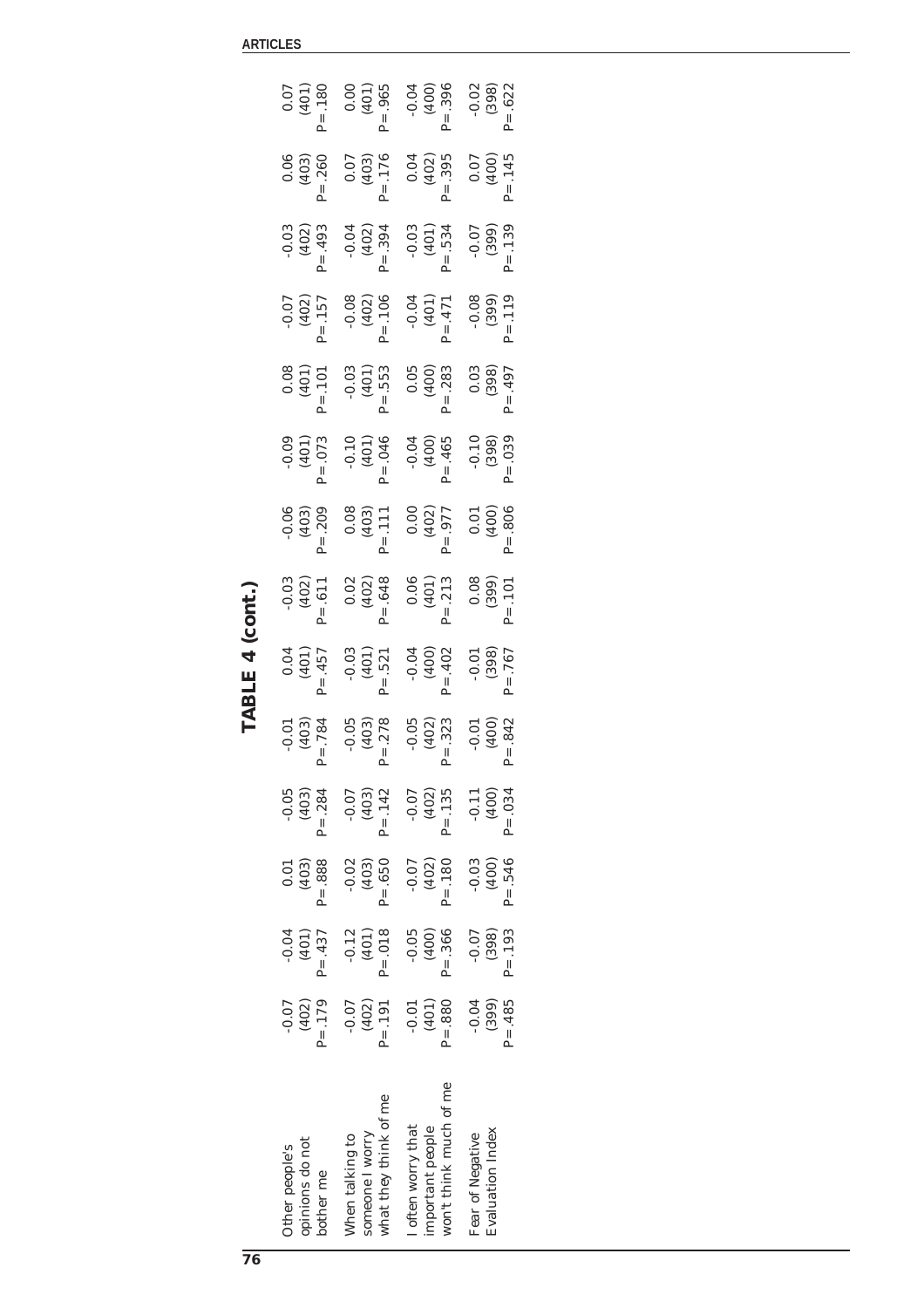# TABLE 4 (cont.)

| | | | | | | | | | | | | | |
|---|---|---|---|---|---|---|---|---|---|---|---|---|---|
| Other people's opinions do not bother me | -0.07 (402) P=.179 | -0.04 (401) P=.437 | 0.01 (403) P=.888 | -0.05 (403) P=.284 | -0.01 (403) P=.784 | 0.04 (401) P=.457 | -0.03 (402) P=.611 | -0.06 (403) P=.209 | -0.09 (401) P=.073 | 0.08 (401) P=.101 | -0.07 (402) P=.157 | -0.03 (402) P=.493 | 0.06 (403) P=.260 | 0.07 (401) P=.180 |
| When talking to someone I worry what they think of me | -0.07 (402) P=.191 | -0.12 (401) P=.018 | -0.02 (403) P=.650 | -0.07 (403) P=.142 | -0.05 (403) P=.278 | -0.03 (401) P=.521 | 0.02 (402) P=.648 | 0.08 (403) P=.111 | -0.10 (401) P=.046 | -0.03 (401) P=.553 | -0.08 (402) P=.106 | -0.04 (402) P=.394 | 0.07 (403) P=.176 | 0.00 (401) P=.965 |
| I often worry that important people won't think much of me | -0.01 (401) P=.880 | -0.05 (400) P=.366 | -0.07 (402) P=.180 | -0.07 (402) P=.135 | -0.05 (402) P=.323 | -0.04 (400) P=.402 | 0.06 (401) P=.213 | 0.00 (402) P=.977 | -0.04 (400) P=.465 | 0.05 (400) P=.283 | -0.04 (401) P=.471 | -0.03 (401) P=.534 | 0.04 (402) P=.395 | -0.04 (400) P=.396 |
| Fear of Negative Evaluation Index | -0.04 (399) P=.485 | -0.07 (398) P=.193 | -0.03 (400) P=.546 | -0.11 (400) P=.034 | -0.01 (400) P=.842 | -0.01 (398) P=.767 | 0.08 (399) P=.101 | 0.01 (400) P=.806 | -0.10 (398) P=.039 | 0.03 (398) P=.497 | -0.08 (399) P=.119 | -0.07 (399) P=.139 | 0.07 (400) P=.145 | -0.02 (398) P=.622 |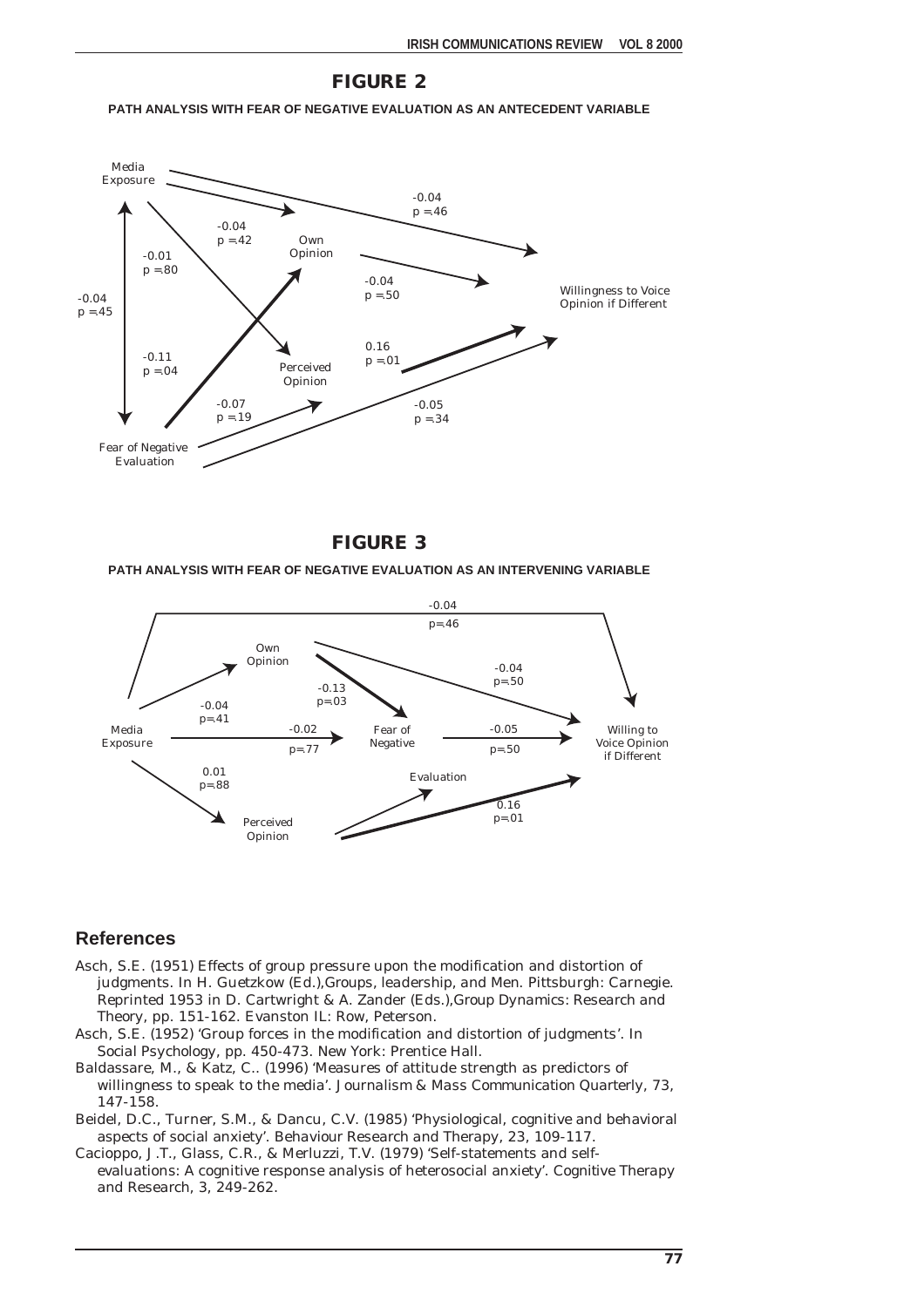## FIGURE 2

**PATH ANALYSIS WITH FEAR OF NEGATIVE EVALUATION AS AN ANTECEDENT VARIABLE**

Media Exposure

-0.04
p =.46

-0.04
p =.42

Own Opinion

-0.01
p =.80

-0.04
p =.50

Willingness to Voice Opinion if Different

-0.04
p =.45

-0.11
p =.04

Perceived Opinion

0.16
p =.01

-0.07
p =.19

-0.05
p =.34

Fear of Negative Evaluation

## FIGURE 3

**PATH ANALYSIS WITH FEAR OF NEGATIVE EVALUATION AS AN INTERVENING VARIABLE**

-0.04
p=.46

Own Opinion

-0.04
p=.50

-0.13
p=.03

-0.04
p=.41

Media Exposure

-0.02
p=.77

Fear of Negative Evaluation

-0.05
p=.50

Willing to Voice Opinion if Different

0.01
p=.88

0.16
p=.01

Perceived Opinion

## References

Asch, S.E. (1951) Effects of group pressure upon the modification and distortion of judgments. In H. Guetzkow (Ed.),Groups, leadership, and Men. Pittsburgh: Carnegie. Reprinted 1953 in D. Cartwright & A. Zander (Eds.),Group Dynamics: Research and Theory, pp. 151-162. Evanston IL: Row, Peterson.

Asch, S.E. (1952) 'Group forces in the modification and distortion of judgments'. In Social Psychology, pp. 450-473. New York: Prentice Hall.

Baldassare, M., & Katz, C.. (1996) 'Measures of attitude strength as predictors of willingness to speak to the media'. Journalism & Mass Communication Quarterly, 73, 147-158.

Beidel, D.C., Turner, S.M., & Dancu, C.V. (1985) 'Physiological, cognitive and behavioral aspects of social anxiety'. Behaviour Research and Therapy, 23, 109-117.

Cacioppo, J.T., Glass, C.R., & Merluzzi, T.V. (1979) 'Self-statements and self-evaluations: A cognitive response analysis of heterosocial anxiety'. Cognitive Therapy and Research, 3, 249-262.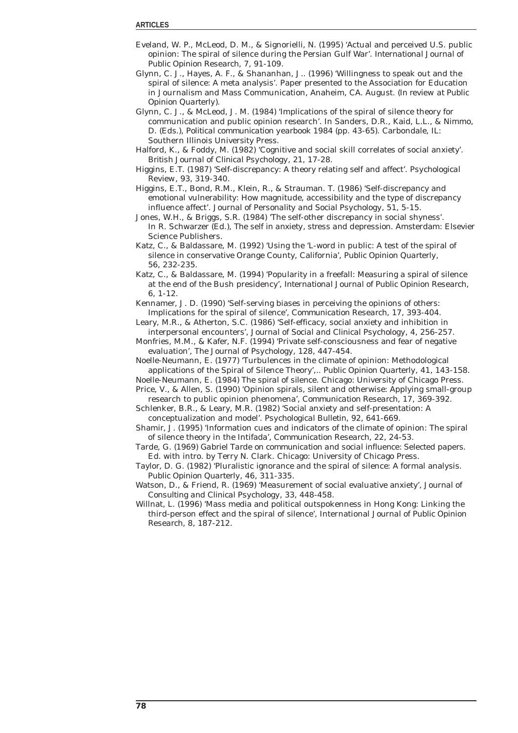Eveland, W. P., McLeod, D. M., & Signorielli, N. (1995) 'Actual and perceived U.S. public opinion: The spiral of silence during the Persian Gulf War'. *International Journal of Public Opinion Research*, 7, 91-109.

Glynn, C. J., Hayes, A. F., & Shananhan, J.. (1996) 'Willingness to speak out and the spiral of silence: A meta analysis'. Paper presented to the Association for Education in Journalism and Mass Communication, Anaheim, CA. August. (In review at *Public Opinion Quarterly*).

Glynn, C. J., & McLeod, J. M. (1984) 'Implications of the spiral of silence theory for communication and public opinion research'. In Sanders, D.R., Kaid, L.L., & Nimmo, D. (Eds.), *Political communication yearbook 1984* (pp. 43-65). Carbondale, IL: Southern Illinois University Press.

Halford, K., & Foddy, M. (1982) 'Cognitive and social skill correlates of social anxiety'. *British Journal of Clinical Psychology*, 21, 17-28.

Higgins, E.T. (1987) 'Self-discrepancy: A theory relating self and affect'. *Psychological Review*, 93, 319-340.

Higgins, E.T., Bond, R.M., Klein, R., & Strauman. T. (1986) 'Self-discrepancy and emotional vulnerability: How magnitude, accessibility and the type of discrepancy influence affect'. *Journal of Personality and Social Psychology*, 51, 5-15.

Jones, W.H., & Briggs, S.R. (1984) 'The self-other discrepancy in social shyness'. In R. Schwarzer (Ed.), *The self in anxiety, stress and depression*. Amsterdam: Elsevier Science Publishers.

Katz, C., & Baldassare, M. (1992) 'Using the 'L-word in public: A test of the spiral of silence in conservative Orange County, California', *Public Opinion Quarterly*, 56, 232-235.

Katz, C., & Baldassare, M. (1994) 'Popularity in a freefall: Measuring a spiral of silence at the end of the Bush presidency', *International Journal of Public Opinion Research*, 6, 1-12.

Kennamer, J. D. (1990) 'Self-serving biases in perceiving the opinions of others: Implications for the spiral of silence', *Communication Research*, 17, 393-404.

Leary, M.R., & Atherton, S.C. (1986) 'Self-efficacy, social anxiety and inhibition in interpersonal encounters', *Journal of Social and Clinical Psychology*, 4, 256-257.

Monfries, M.M., & Kafer, N.F. (1994) 'Private self-consciousness and fear of negative evaluation', *The Journal of Psychology*, 128, 447-454.

Noelle-Neumann, E. (1977) 'Turbulences in the climate of opinion: Methodological applications of the Spiral of Silence Theory',.. *Public Opinion Quarterly*, 41, 143-158.

Noelle-Neumann, E. (1984) *The spiral of silence*. Chicago: University of Chicago Press.

Price, V., & Allen, S. (1990) 'Opinion spirals, silent and otherwise: Applying small-group research to public opinion phenomena', *Communication Research*, 17, 369-392.

Schlenker, B.R., & Leary, M.R. (1982) 'Social anxiety and self-presentation: A conceptualization and model'. *Psychological Bulletin*, 92, 641-669.

Shamir, J. (1995) 'Information cues and indicators of the climate of opinion: The spiral of silence theory in the Intifada', *Communication Research*, 22, 24-53.

Tarde, G. (1969) *Gabriel Tarde on communication and social influence: Selected papers*. Ed. with intro. by Terry N. Clark. Chicago: University of Chicago Press.

Taylor, D. G. (1982) 'Pluralistic ignorance and the spiral of silence: A formal analysis. *Public Opinion Quarterly*, 46, 311-335.

Watson, D., & Friend, R. (1969) 'Measurement of social evaluative anxiety', *Journal of Consulting and Clinical Psychology*, 33, 448-458.

Willnat, L. (1996) 'Mass media and political outspokenness in Hong Kong: Linking the third-person effect and the spiral of silence', *International Journal of Public Opinion Research*, 8, 187-212.